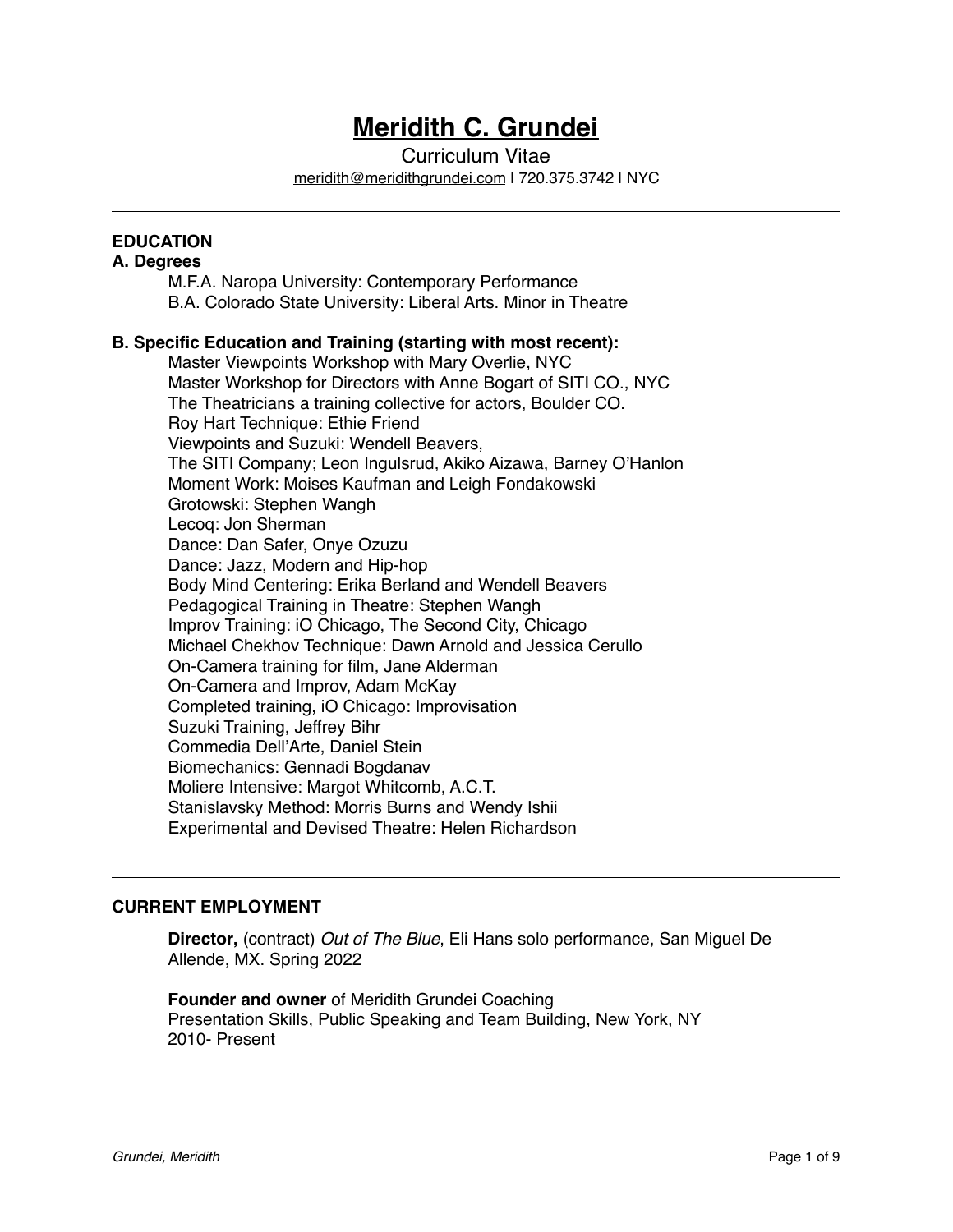# Meridith C. Grundei

Curriculum Vitae

meridith@meridithgrundei.com | 720.375.3742 | NYC

---

**EDUCATION**

**A. Degrees**

M.F.A. Naropa University: Contemporary Performance
B.A. Colorado State University: Liberal Arts. Minor in Theatre

**B. Specific Education and Training (starting with most recent):**

Master Viewpoints Workshop with Mary Overlie, NYC
Master Workshop for Directors with Anne Bogart of SITI CO., NYC
The Theatricians a training collective for actors, Boulder CO.
Roy Hart Technique: Ethie Friend
Viewpoints and Suzuki: Wendell Beavers,
The SITI Company; Leon Ingulsrud, Akiko Aizawa, Barney O'Hanlon
Moment Work: Moises Kaufman and Leigh Fondakowski
Grotowski: Stephen Wangh
Lecoq: Jon Sherman
Dance: Dan Safer, Onye Ozuzu
Dance: Jazz, Modern and Hip-hop
Body Mind Centering: Erika Berland and Wendell Beavers
Pedagogical Training in Theatre: Stephen Wangh
Improv Training: iO Chicago, The Second City, Chicago
Michael Chekhov Technique: Dawn Arnold and Jessica Cerullo
On-Camera training for film, Jane Alderman
On-Camera and Improv, Adam McKay
Completed training, iO Chicago: Improvisation
Suzuki Training, Jeffrey Bihr
Commedia Dell'Arte, Daniel Stein
Biomechanics: Gennadi Bogdanav
Moliere Intensive: Margot Whitcomb, A.C.T.
Stanislavsky Method: Morris Burns and Wendy Ishii
Experimental and Devised Theatre: Helen Richardson

---

**CURRENT EMPLOYMENT**

**Director,** (contract) *Out of The Blue*, Eli Hans solo performance, San Miguel De Allende, MX. Spring 2022

**Founder and owner** of Meridith Grundei Coaching
Presentation Skills, Public Speaking and Team Building, New York, NY
2010- Present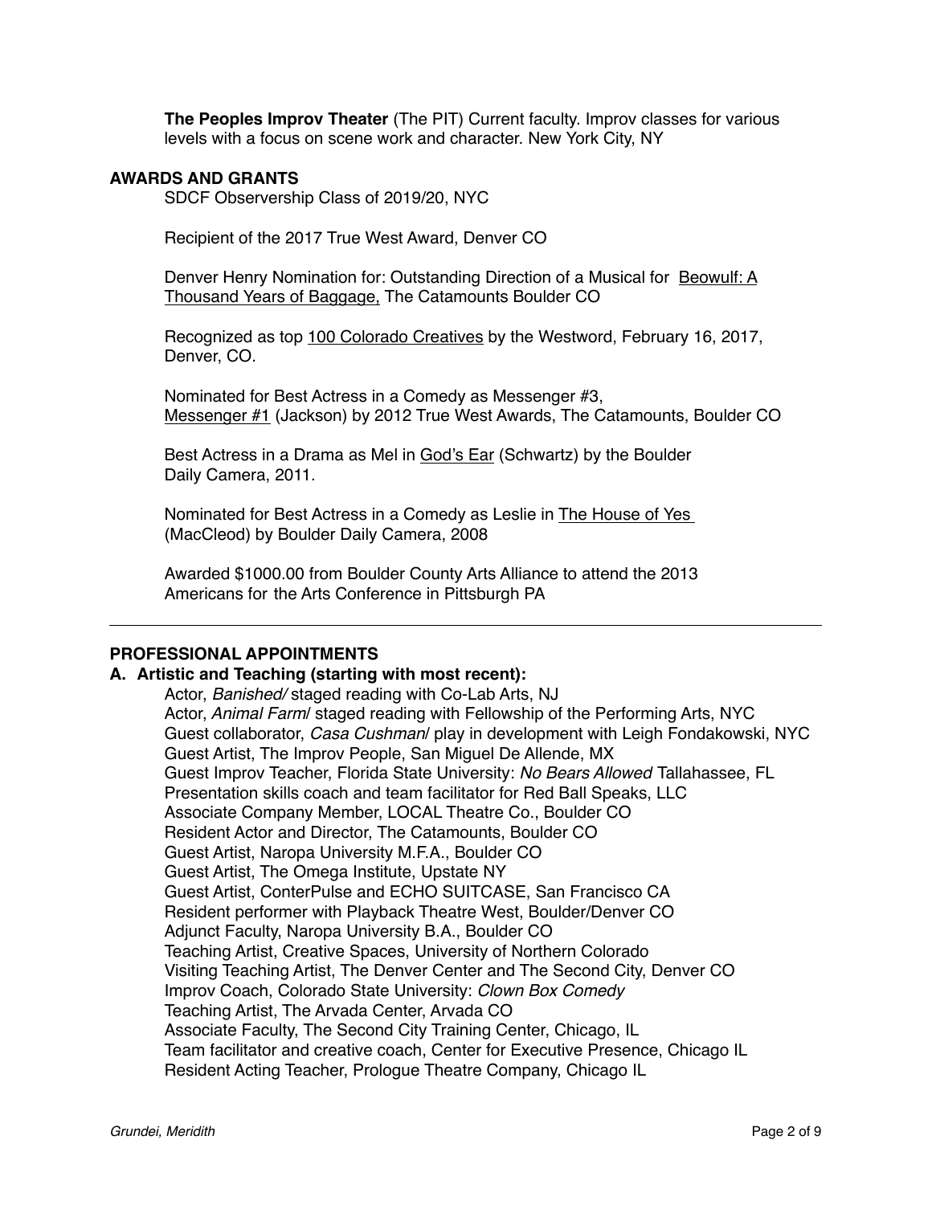**The Peoples Improv Theater** (The PIT) Current faculty. Improv classes for various levels with a focus on scene work and character. New York City, NY

**AWARDS AND GRANTS**

SDCF Observership Class of 2019/20, NYC

Recipient of the 2017 True West Award, Denver CO

Denver Henry Nomination for: Outstanding Direction of a Musical for <u>Beowulf: A Thousand Years of Baggage,</u> The Catamounts Boulder CO

Recognized as top <u>100 Colorado Creatives</u> by the Westword, February 16, 2017, Denver, CO.

Nominated for Best Actress in a Comedy as Messenger #3, <u>Messenger #1</u> (Jackson) by 2012 True West Awards, The Catamounts, Boulder CO

Best Actress in a Drama as Mel in <u>God's Ear</u> (Schwartz) by the Boulder Daily Camera, 2011.

Nominated for Best Actress in a Comedy as Leslie in <u>The House of Yes</u> (MacCleod) by Boulder Daily Camera, 2008

Awarded $1000.00 from Boulder County Arts Alliance to attend the 2013 Americans for the Arts Conference in Pittsburgh PA

---

**PROFESSIONAL APPOINTMENTS**

**A. Artistic and Teaching (starting with most recent):**

Actor, *Banished/* staged reading with Co-Lab Arts, NJ
Actor, *Animal Farm*/ staged reading with Fellowship of the Performing Arts, NYC
Guest collaborator, *Casa Cushman*/ play in development with Leigh Fondakowski, NYC
Guest Artist, The Improv People, San Miguel De Allende, MX
Guest Improv Teacher, Florida State University: *No Bears Allowed* Tallahassee, FL
Presentation skills coach and team facilitator for Red Ball Speaks, LLC
Associate Company Member, LOCAL Theatre Co., Boulder CO
Resident Actor and Director, The Catamounts, Boulder CO
Guest Artist, Naropa University M.F.A., Boulder CO
Guest Artist, The Omega Institute, Upstate NY
Guest Artist, ConterPulse and ECHO SUITCASE, San Francisco CA
Resident performer with Playback Theatre West, Boulder/Denver CO
Adjunct Faculty, Naropa University B.A., Boulder CO
Teaching Artist, Creative Spaces, University of Northern Colorado
Visiting Teaching Artist, The Denver Center and The Second City, Denver CO
Improv Coach, Colorado State University: *Clown Box Comedy*
Teaching Artist, The Arvada Center, Arvada CO
Associate Faculty, The Second City Training Center, Chicago, IL
Team facilitator and creative coach, Center for Executive Presence, Chicago IL
Resident Acting Teacher, Prologue Theatre Company, Chicago IL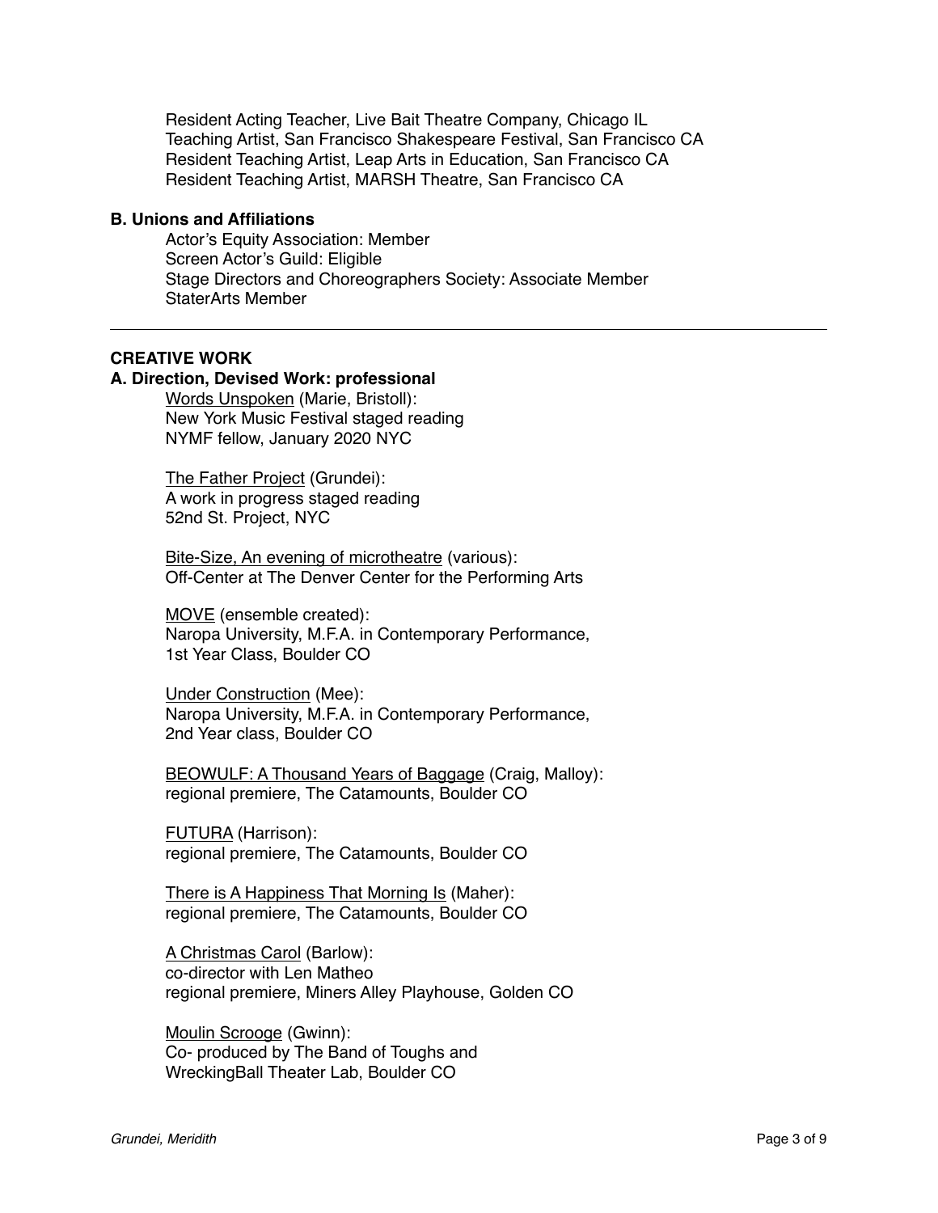Resident Acting Teacher, Live Bait Theatre Company, Chicago IL
Teaching Artist, San Francisco Shakespeare Festival, San Francisco CA
Resident Teaching Artist, Leap Arts in Education, San Francisco CA
Resident Teaching Artist, MARSH Theatre, San Francisco CA

**B. Unions and Affiliations**

Actor's Equity Association: Member
Screen Actor's Guild: Eligible
Stage Directors and Choreographers Society: Associate Member
StaterArts Member

---

**CREATIVE WORK**

**A. Direction, Devised Work: professional**

<u>Words Unspoken</u> (Marie, Bristoll):
New York Music Festival staged reading
NYMF fellow, January 2020 NYC

<u>The Father Project</u> (Grundei):
A work in progress staged reading
52nd St. Project, NYC

<u>Bite-Size, An evening of microtheatre</u> (various):
Off-Center at The Denver Center for the Performing Arts

<u>MOVE</u> (ensemble created):
Naropa University, M.F.A. in Contemporary Performance,
1st Year Class, Boulder CO

<u>Under Construction</u> (Mee):
Naropa University, M.F.A. in Contemporary Performance,
2nd Year class, Boulder CO

<u>BEOWULF: A Thousand Years of Baggage</u> (Craig, Malloy):
regional premiere, The Catamounts, Boulder CO

<u>FUTURA</u> (Harrison):
regional premiere, The Catamounts, Boulder CO

<u>There is A Happiness That Morning Is</u> (Maher):
regional premiere, The Catamounts, Boulder CO

<u>A Christmas Carol</u> (Barlow):
co-director with Len Matheo
regional premiere, Miners Alley Playhouse, Golden CO

<u>Moulin Scrooge</u> (Gwinn):
Co- produced by The Band of Toughs and
WreckingBall Theater Lab, Boulder CO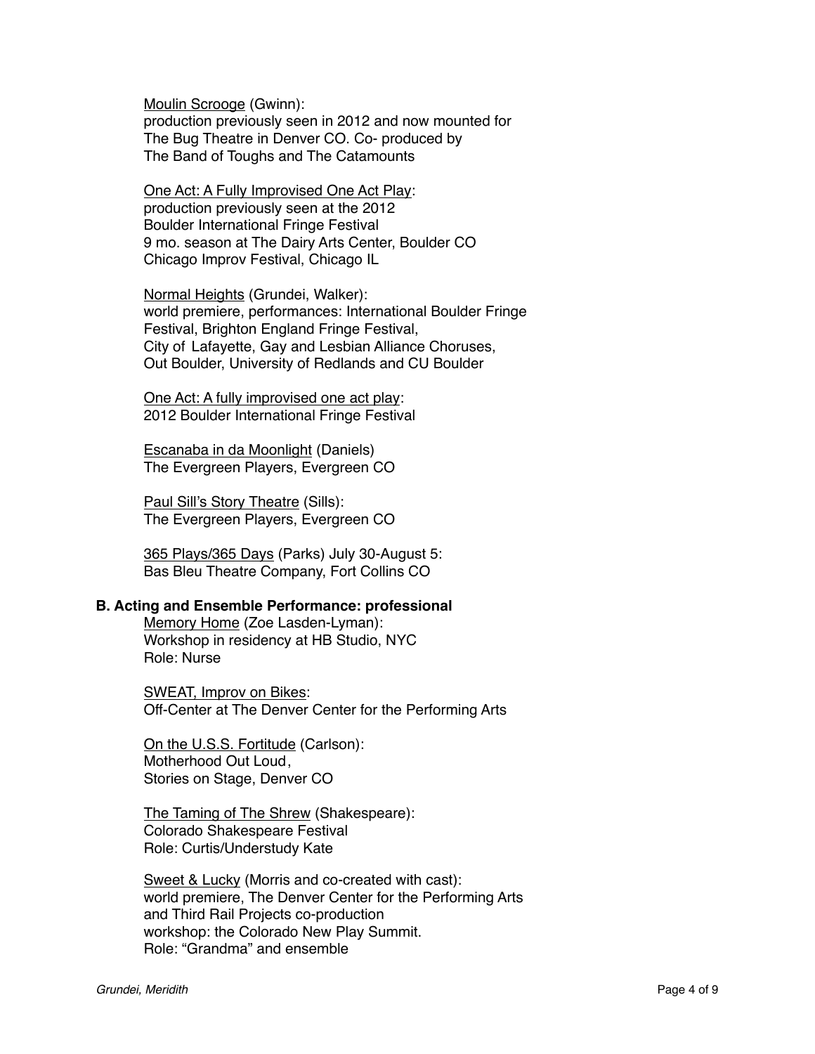<u>Moulin Scrooge</u> (Gwinn):
production previously seen in 2012 and now mounted for
The Bug Theatre in Denver CO. Co- produced by
The Band of Toughs and The Catamounts

<u>One Act: A Fully Improvised One Act Play</u>:
production previously seen at the 2012
Boulder International Fringe Festival
9 mo. season at The Dairy Arts Center, Boulder CO
Chicago Improv Festival, Chicago IL

<u>Normal Heights</u> (Grundei, Walker):
world premiere, performances: International Boulder Fringe
Festival, Brighton England Fringe Festival,
City of Lafayette, Gay and Lesbian Alliance Choruses,
Out Boulder, University of Redlands and CU Boulder

<u>One Act: A fully improvised one act play</u>:
2012 Boulder International Fringe Festival

<u>Escanaba in da Moonlight</u> (Daniels)
The Evergreen Players, Evergreen CO

<u>Paul Sill's Story Theatre</u> (Sills):
The Evergreen Players, Evergreen CO

<u>365 Plays/365 Days</u> (Parks) July 30-August 5:
Bas Bleu Theatre Company, Fort Collins CO

**B. Acting and Ensemble Performance: professional**

<u>Memory Home</u> (Zoe Lasden-Lyman):
Workshop in residency at HB Studio, NYC
Role: Nurse

<u>SWEAT, Improv on Bikes</u>:
Off-Center at The Denver Center for the Performing Arts

<u>On the U.S.S. Fortitude</u> (Carlson):
Motherhood Out Loud,
Stories on Stage, Denver CO

<u>The Taming of The Shrew</u> (Shakespeare):
Colorado Shakespeare Festival
Role: Curtis/Understudy Kate

<u>Sweet & Lucky</u> (Morris and co-created with cast):
world premiere, The Denver Center for the Performing Arts
and Third Rail Projects co-production
workshop: the Colorado New Play Summit.
Role: "Grandma" and ensemble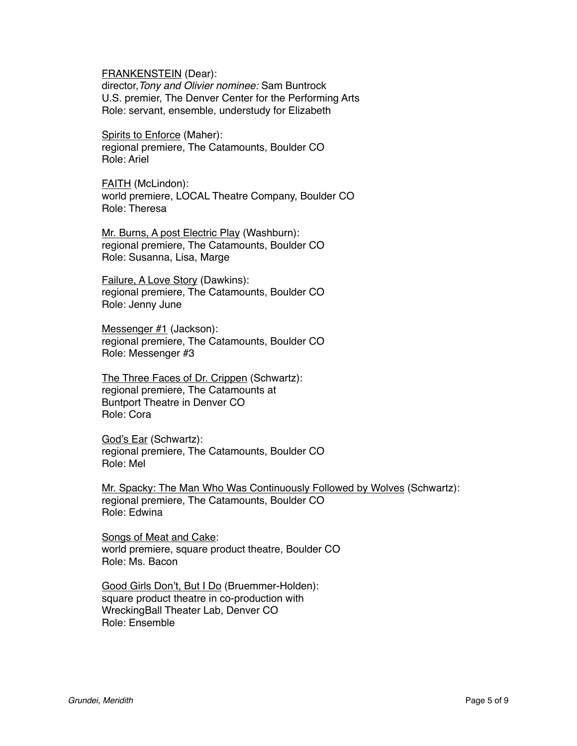<u>FRANKENSTEIN</u> (Dear):
director, *Tony and Olivier nominee:* Sam Buntrock
U.S. premier, The Denver Center for the Performing Arts
Role: servant, ensemble, understudy for Elizabeth

<u>Spirits to Enforce</u> (Maher):
regional premiere, The Catamounts, Boulder CO
Role: Ariel

<u>FAITH</u> (McLindon):
world premiere, LOCAL Theatre Company, Boulder CO
Role: Theresa

<u>Mr. Burns, A post Electric Play</u> (Washburn):
regional premiere, The Catamounts, Boulder CO
Role: Susanna, Lisa, Marge

<u>Failure, A Love Story</u> (Dawkins):
regional premiere, The Catamounts, Boulder CO
Role: Jenny June

<u>Messenger #1</u> (Jackson):
regional premiere, The Catamounts, Boulder CO
Role: Messenger #3

<u>The Three Faces of Dr. Crippen</u> (Schwartz):
regional premiere, The Catamounts at
Buntport Theatre in Denver CO
Role: Cora

<u>God's Ear</u> (Schwartz):
regional premiere, The Catamounts, Boulder CO
Role: Mel

<u>Mr. Spacky: The Man Who Was Continuously Followed by Wolves</u> (Schwartz):
regional premiere, The Catamounts, Boulder CO
Role: Edwina

<u>Songs of Meat and Cake</u>:
world premiere, square product theatre, Boulder CO
Role: Ms. Bacon

<u>Good Girls Don't, But I Do</u> (Bruemmer-Holden):
square product theatre in co-production with
WreckingBall Theater Lab, Denver CO
Role: Ensemble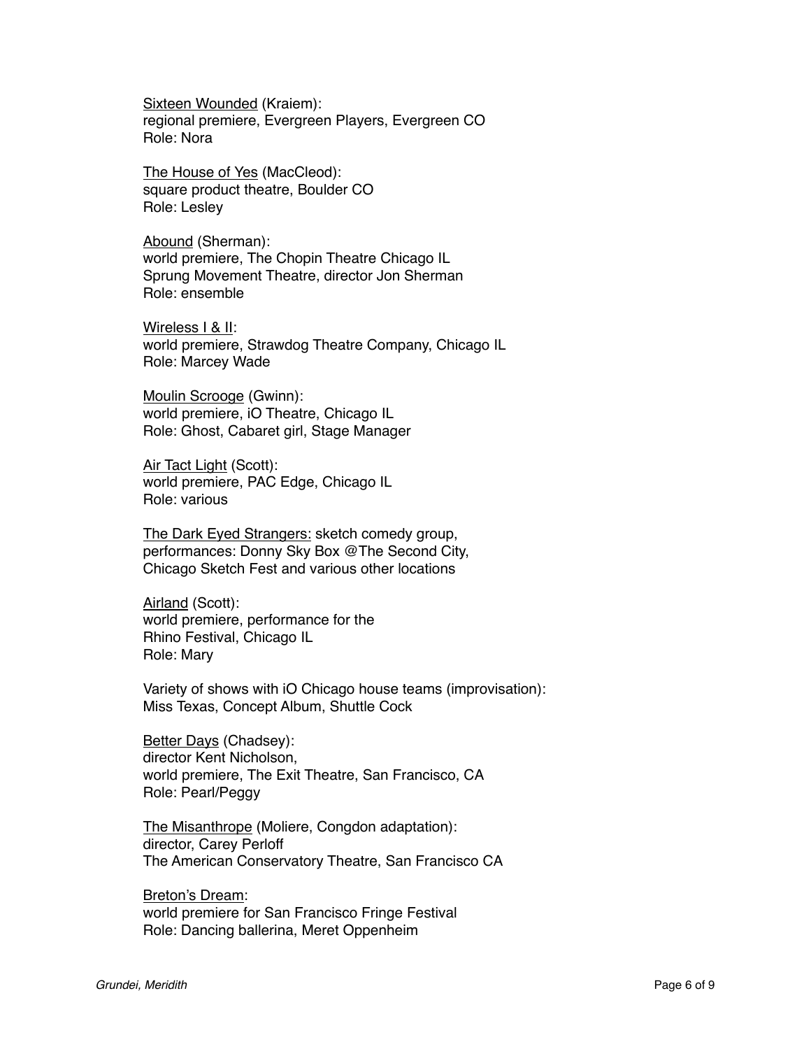<u>Sixteen Wounded</u> (Kraiem):
regional premiere, Evergreen Players, Evergreen CO
Role: Nora

<u>The House of Yes</u> (MacCleod):
square product theatre, Boulder CO
Role: Lesley

<u>Abound</u> (Sherman):
world premiere, The Chopin Theatre Chicago IL
Sprung Movement Theatre, director Jon Sherman
Role: ensemble

<u>Wireless I & II</u>:
world premiere, Strawdog Theatre Company, Chicago IL
Role: Marcey Wade

<u>Moulin Scrooge</u> (Gwinn):
world premiere, iO Theatre, Chicago IL
Role: Ghost, Cabaret girl, Stage Manager

<u>Air Tact Light</u> (Scott):
world premiere, PAC Edge, Chicago IL
Role: various

<u>The Dark Eyed Strangers:</u> sketch comedy group,
performances: Donny Sky Box @The Second City,
Chicago Sketch Fest and various other locations

<u>Airland</u> (Scott):
world premiere, performance for the
Rhino Festival, Chicago IL
Role: Mary

Variety of shows with iO Chicago house teams (improvisation):
Miss Texas, Concept Album, Shuttle Cock

<u>Better Days</u> (Chadsey):
director Kent Nicholson,
world premiere, The Exit Theatre, San Francisco, CA
Role: Pearl/Peggy

<u>The Misanthrope</u> (Moliere, Congdon adaptation):
director, Carey Perloff
The American Conservatory Theatre, San Francisco CA

<u>Breton's Dream</u>:
world premiere for San Francisco Fringe Festival
Role: Dancing ballerina, Meret Oppenheim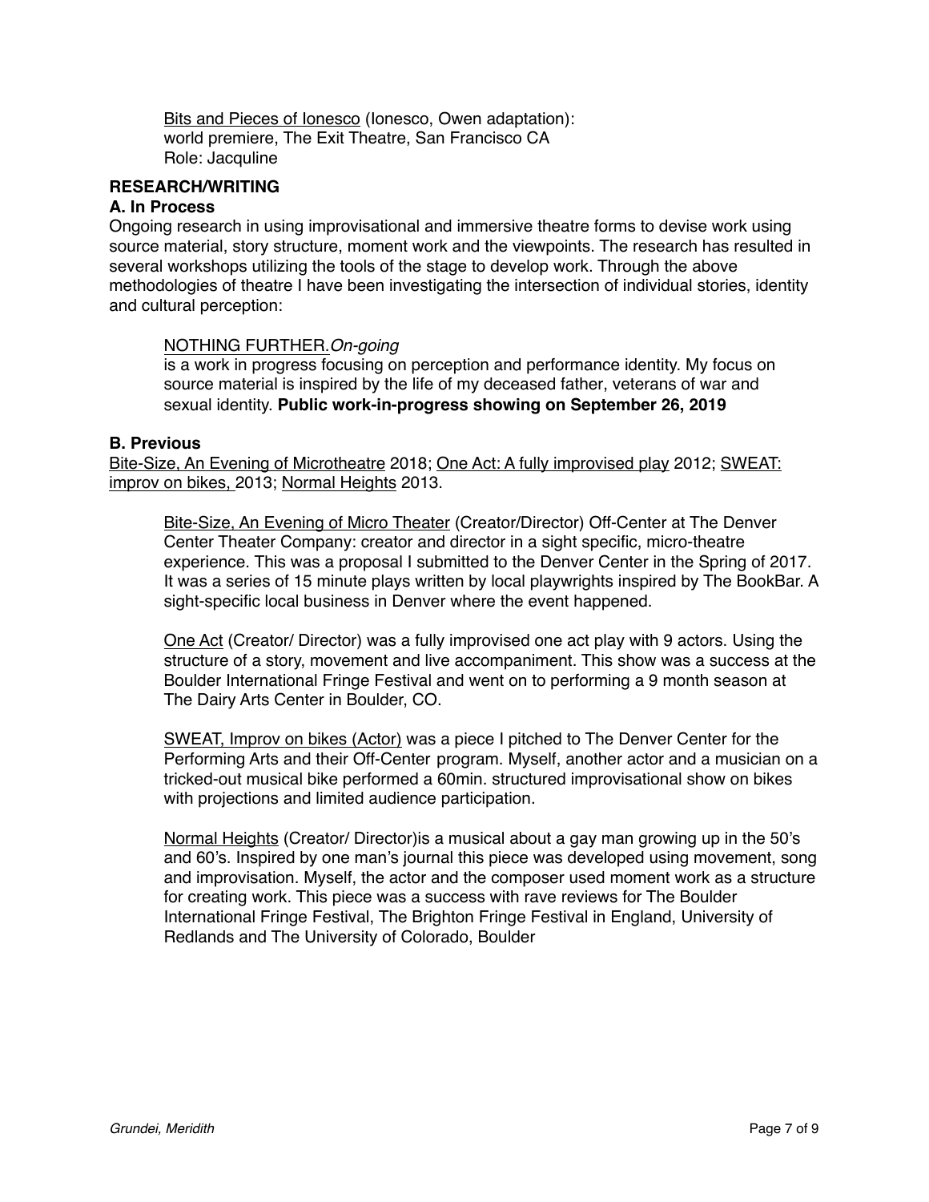Bits and Pieces of Ionesco (Ionesco, Owen adaptation):
world premiere, The Exit Theatre, San Francisco CA
Role: Jacquline

**RESEARCH/WRITING**

**A. In Process**

Ongoing research in using improvisational and immersive theatre forms to devise work using source material, story structure, moment work and the viewpoints. The research has resulted in several workshops utilizing the tools of the stage to develop work. Through the above methodologies of theatre I have been investigating the intersection of individual stories, identity and cultural perception:

NOTHING FURTHER.*On-going*
is a work in progress focusing on perception and performance identity. My focus on source material is inspired by the life of my deceased father, veterans of war and sexual identity. **Public work-in-progress showing on September 26, 2019**

**B. Previous**

Bite-Size, An Evening of Microtheatre 2018; One Act: A fully improvised play 2012; SWEAT: improv on bikes, 2013; Normal Heights 2013.

Bite-Size, An Evening of Micro Theater (Creator/Director) Off-Center at The Denver Center Theater Company: creator and director in a sight specific, micro-theatre experience. This was a proposal I submitted to the Denver Center in the Spring of 2017. It was a series of 15 minute plays written by local playwrights inspired by The BookBar. A sight-specific local business in Denver where the event happened.

One Act (Creator/ Director) was a fully improvised one act play with 9 actors. Using the structure of a story, movement and live accompaniment. This show was a success at the Boulder International Fringe Festival and went on to performing a 9 month season at The Dairy Arts Center in Boulder, CO.

SWEAT, Improv on bikes (Actor) was a piece I pitched to The Denver Center for the Performing Arts and their Off-Center program. Myself, another actor and a musician on a tricked-out musical bike performed a 60min. structured improvisational show on bikes with projections and limited audience participation.

Normal Heights (Creator/ Director)is a musical about a gay man growing up in the 50's and 60's. Inspired by one man's journal this piece was developed using movement, song and improvisation. Myself, the actor and the composer used moment work as a structure for creating work. This piece was a success with rave reviews for The Boulder International Fringe Festival, The Brighton Fringe Festival in England, University of Redlands and The University of Colorado, Boulder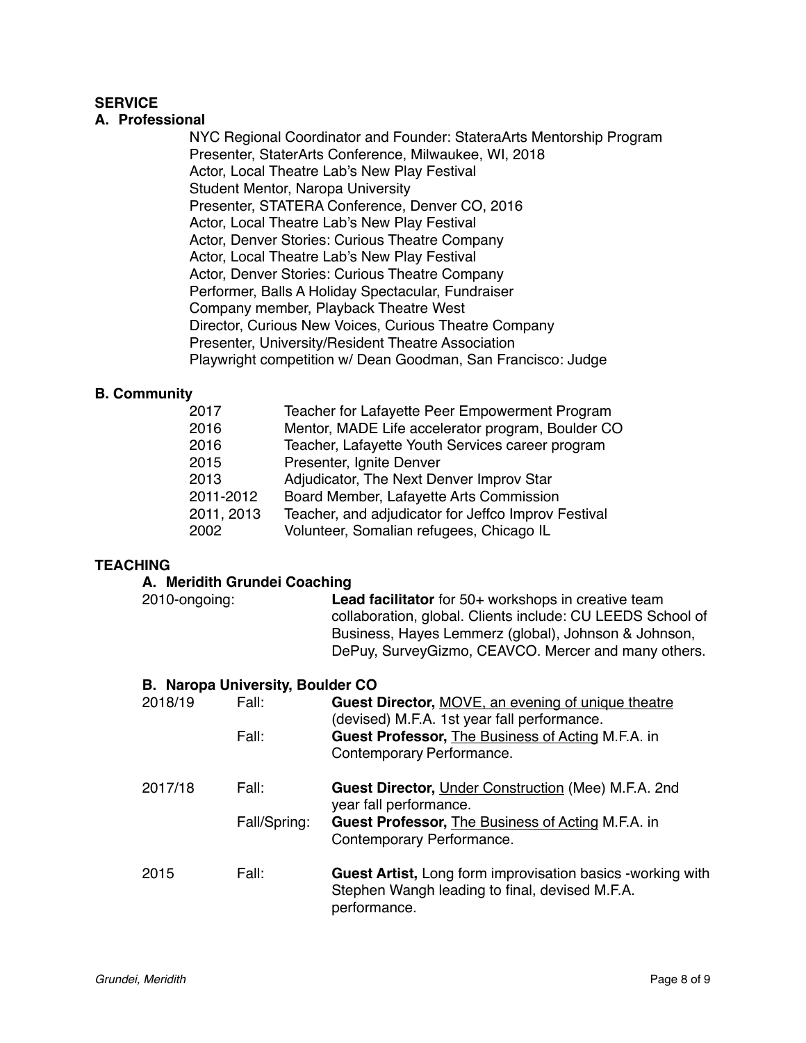## SERVICE

### A. Professional

NYC Regional Coordinator and Founder: StateraArts Mentorship Program
Presenter, StaterArts Conference, Milwaukee, WI, 2018
Actor, Local Theatre Lab's New Play Festival
Student Mentor, Naropa University
Presenter, STATERA Conference, Denver CO, 2016
Actor, Local Theatre Lab's New Play Festival
Actor, Denver Stories: Curious Theatre Company
Actor, Local Theatre Lab's New Play Festival
Actor, Denver Stories: Curious Theatre Company
Performer, Balls A Holiday Spectacular, Fundraiser
Company member, Playback Theatre West
Director, Curious New Voices, Curious Theatre Company
Presenter, University/Resident Theatre Association
Playwright competition w/ Dean Goodman, San Francisco: Judge

### B. Community

| | |
|---|---|
| 2017 | Teacher for Lafayette Peer Empowerment Program |
| 2016 | Mentor, MADE Life accelerator program, Boulder CO |
| 2016 | Teacher, Lafayette Youth Services career program |
| 2015 | Presenter, Ignite Denver |
| 2013 | Adjudicator, The Next Denver Improv Star |
| 2011-2012 | Board Member, Lafayette Arts Commission |
| 2011, 2013 | Teacher, and adjudicator for Jeffco Improv Festival |
| 2002 | Volunteer, Somalian refugees, Chicago IL |

## TEACHING

### A. Meridith Grundei Coaching

| | |
|---|---|
| 2010-ongoing: | **Lead facilitator** for 50+ workshops in creative team collaboration, global. Clients include: CU LEEDS School of Business, Hayes Lemmerz (global), Johnson & Johnson, DePuy, SurveyGizmo, CEAVCO. Mercer and many others. |

### B. Naropa University, Boulder CO

| | | |
|---|---|---|
| 2018/19 | Fall: | **Guest Director,** MOVE, an evening of unique theatre (devised) M.F.A. 1st year fall performance. |
| | Fall: | **Guest Professor,** The Business of Acting M.F.A. in Contemporary Performance. |
| 2017/18 | Fall: | **Guest Director,** Under Construction (Mee) M.F.A. 2nd year fall performance. |
| | Fall/Spring: | **Guest Professor,** The Business of Acting M.F.A. in Contemporary Performance. |
| 2015 | Fall: | **Guest Artist,** Long form improvisation basics -working with Stephen Wangh leading to final, devised M.F.A. performance. |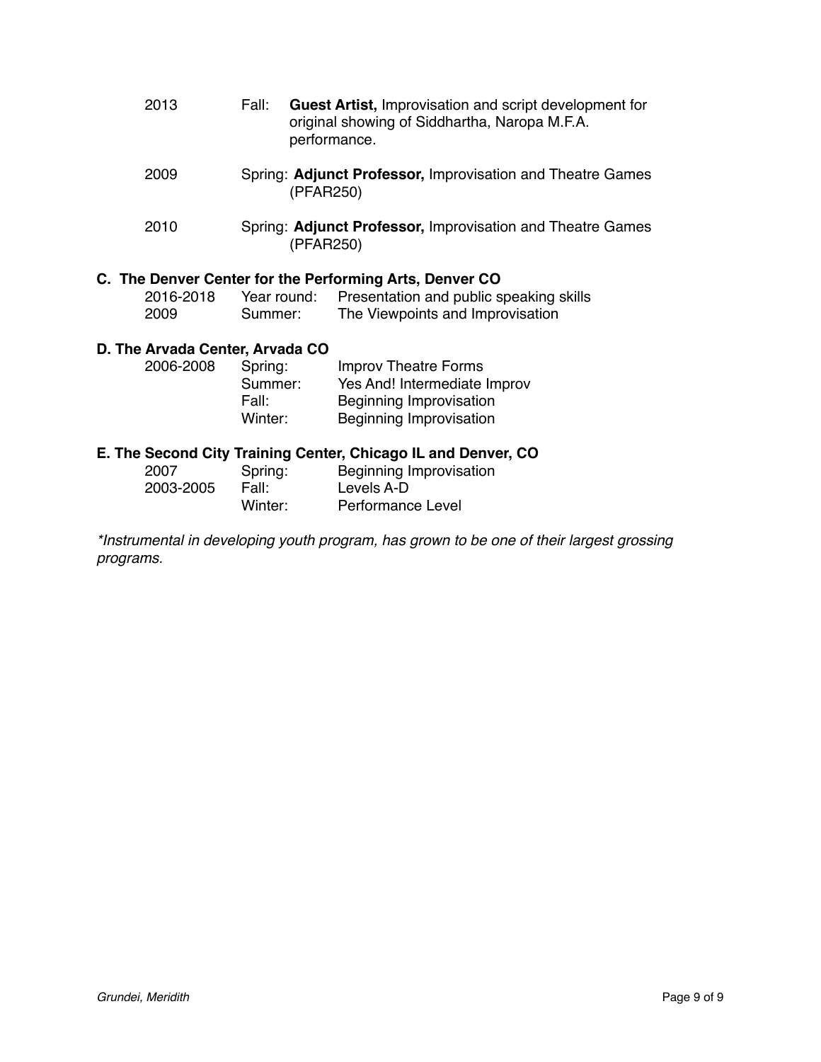| | | |
|---|---|---|
| 2013 | Fall: | **Guest Artist,** Improvisation and script development for original showing of Siddhartha, Naropa M.F.A. performance. |
| 2009 | Spring: | **Adjunct Professor,** Improvisation and Theatre Games (PFAR250) |
| 2010 | Spring: | **Adjunct Professor,** Improvisation and Theatre Games (PFAR250) |

**C. The Denver Center for the Performing Arts, Denver CO**

| | | |
|---|---|---|
| 2016-2018 | Year round: | Presentation and public speaking skills |
| 2009 | Summer: | The Viewpoints and Improvisation |

**D. The Arvada Center, Arvada CO**

| | | |
|---|---|---|
| 2006-2008 | Spring: | Improv Theatre Forms |
| | Summer: | Yes And! Intermediate Improv |
| | Fall: | Beginning Improvisation |
| | Winter: | Beginning Improvisation |

**E. The Second City Training Center, Chicago IL and Denver, CO**

| | | |
|---|---|---|
| 2007 | Spring: | Beginning Improvisation |
| 2003-2005 | Fall: | Levels A-D |
| | Winter: | Performance Level |

*\*Instrumental in developing youth program, has grown to be one of their largest grossing programs.*